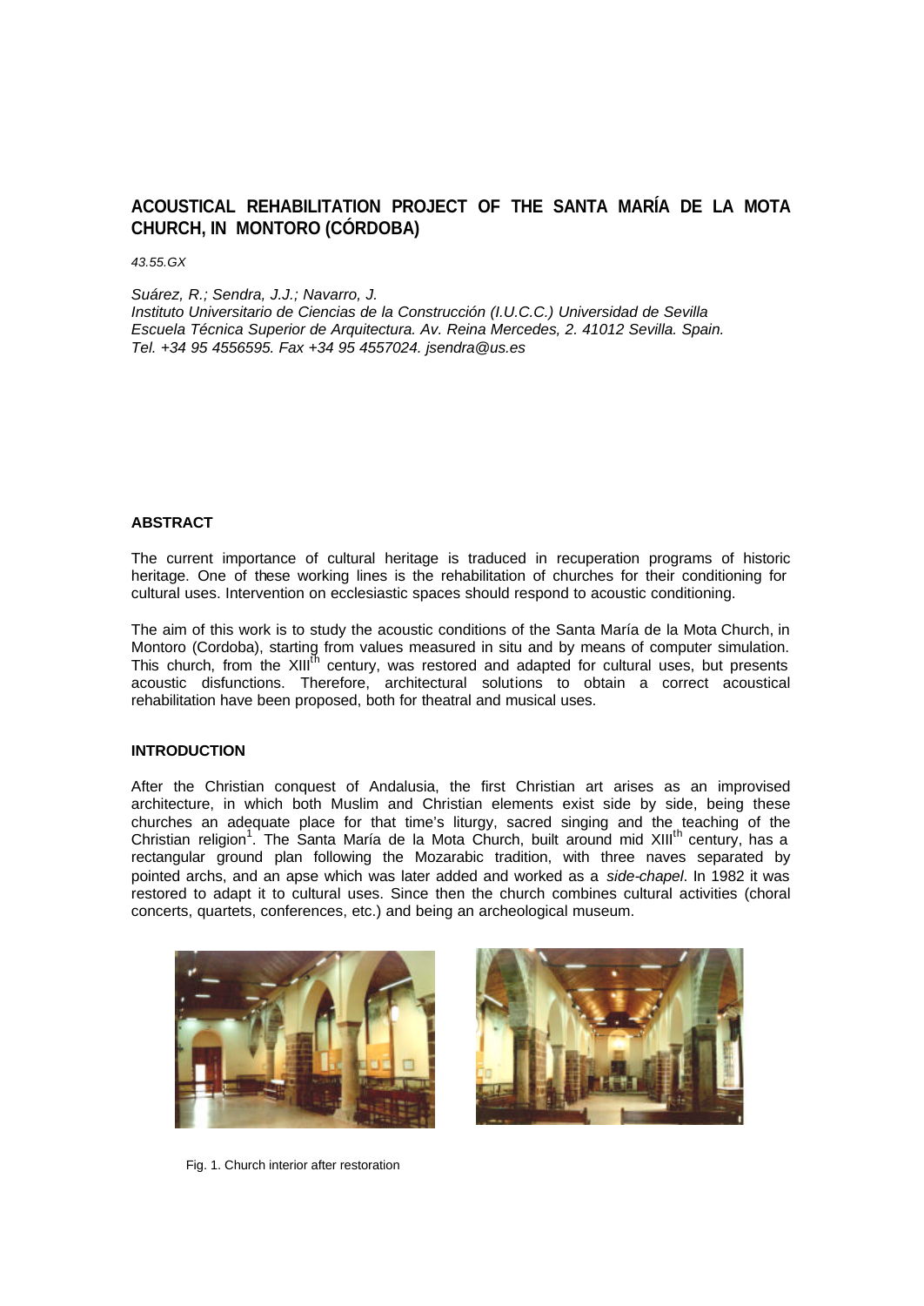# ACOUSTICAL REHABILITATION PROJECT OF THE SANTA MARÍA DE LA MOTA CHURCH, IN MONTORO (CÓRDOBA)

*43.55.GX*

*Suárez, R.; Sendra, J.J.; Navarro, J.*
*Instituto Universitario de Ciencias de la Construcción (I.U.C.C.) Universidad de Sevilla*
*Escuela Técnica Superior de Arquitectura. Av. Reina Mercedes, 2. 41012 Sevilla. Spain.*
*Tel. +34 95 4556595. Fax +34 95 4557024. jsendra@us.es*

## ABSTRACT

The current importance of cultural heritage is traduced in recuperation programs of historic heritage. One of these working lines is the rehabilitation of churches for their conditioning for cultural uses. Intervention on ecclesiastic spaces should respond to acoustic conditioning.

The aim of this work is to study the acoustic conditions of the Santa María de la Mota Church, in Montoro (Cordoba), starting from values measured in situ and by means of computer simulation. This church, from the XIII[th] century, was restored and adapted for cultural uses, but presents acoustic disfunctions. Therefore, architectural solutions to obtain a correct acoustical rehabilitation have been proposed, both for theatral and musical uses.

## INTRODUCTION

After the Christian conquest of Andalusia, the first Christian art arises as an improvised architecture, in which both Muslim and Christian elements exist side by side, being these churches an adequate place for that time's liturgy, sacred singing and the teaching of the Christian religion[1]. The Santa María de la Mota Church, built around mid XIII[th] century, has a rectangular ground plan following the Mozarabic tradition, with three naves separated by pointed archs, and an apse which was later added and worked as a *side-chapel*. In 1982 it was restored to adapt it to cultural uses. Since then the church combines cultural activities (choral concerts, quartets, conferences, etc.) and being an archeological museum.

Fig. 1. Church interior after restoration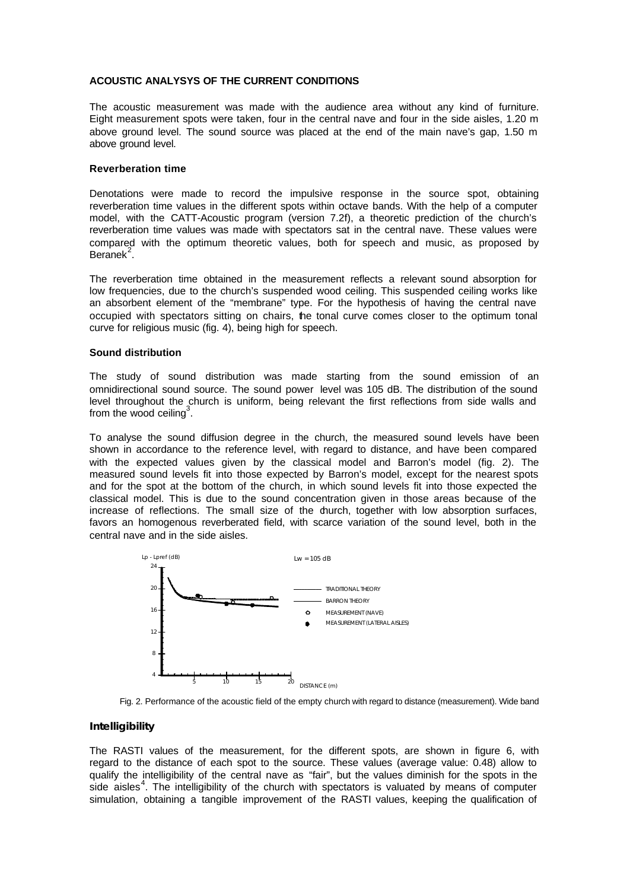## ACOUSTIC ANALYSYS OF THE CURRENT CONDITIONS

The acoustic measurement was made with the audience area without any kind of furniture. Eight measurement spots were taken, four in the central nave and four in the side aisles, 1.20 m above ground level. The sound source was placed at the end of the main nave's gap, 1.50 m above ground level.

### Reverberation time

Denotations were made to record the impulsive response in the source spot, obtaining reverberation time values in the different spots within octave bands. With the help of a computer model, with the CATT-Acoustic program (version 7.2f), a theoretic prediction of the church's reverberation time values was made with spectators sat in the central nave. These values were compared with the optimum theoretic values, both for speech and music, as proposed by Beranek[2].

The reverberation time obtained in the measurement reflects a relevant sound absorption for low frequencies, due to the church's suspended wood ceiling. This suspended ceiling works like an absorbent element of the "membrane" type. For the hypothesis of having the central nave occupied with spectators sitting on chairs, the tonal curve comes closer to the optimum tonal curve for religious music (fig. 4), being high for speech.

### Sound distribution

The study of sound distribution was made starting from the sound emission of an omnidirectional sound source. The sound power level was 105 dB. The distribution of the sound level throughout the church is uniform, being relevant the first reflections from side walls and from the wood ceiling[3].

To analyse the sound diffusion degree in the church, the measured sound levels have been shown in accordance to the reference level, with regard to distance, and have been compared with the expected values given by the classical model and Barron's model (fig. 2). The measured sound levels fit into those expected by Barron's model, except for the nearest spots and for the spot at the bottom of the church, in which sound levels fit into those expected the classical model. This is due to the sound concentration given in those areas because of the increase of reflections. The small size of the church, together with low absorption surfaces, favors an homogenous reverberated field, with scarce variation of the sound level, both in the central nave and in the side aisles.

Fig. 2. Performance of the acoustic field of the empty church with regard to distance (measurement). Wide band

### Intelligibility

The RASTI values of the measurement, for the different spots, are shown in figure 6, with regard to the distance of each spot to the source. These values (average value: 0.48) allow to qualify the intelligibility of the central nave as "fair", but the values diminish for the spots in the side aisles[4]. The intelligibility of the church with spectators is valuated by means of computer simulation, obtaining a tangible improvement of the RASTI values, keeping the qualification of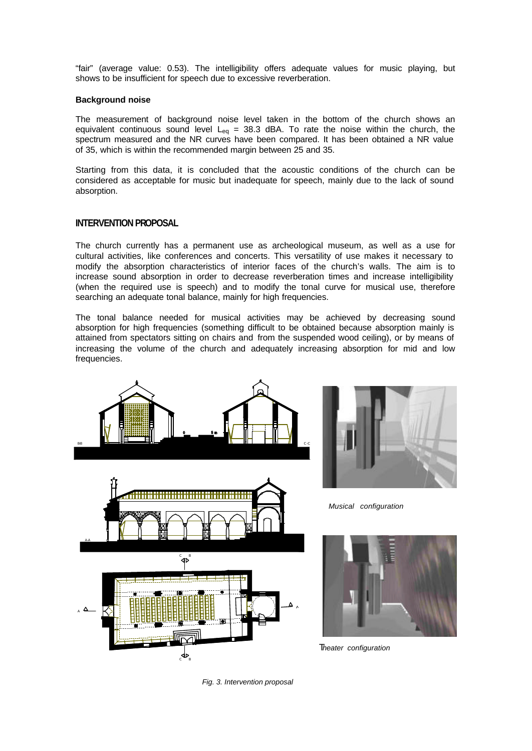"fair" (average value: 0.53). The intelligibility offers adequate values for music playing, but shows to be insufficient for speech due to excessive reverberation.

**Background noise**

The measurement of background noise level taken in the bottom of the church shows an equivalent continuous sound level $L_{eq}$ = 38.3 dBA. To rate the noise within the church, the spectrum measured and the NR curves have been compared. It has been obtained a NR value of 35, which is within the recommended margin between 25 and 35.

Starting from this data, it is concluded that the acoustic conditions of the church can be considered as acceptable for music but inadequate for speech, mainly due to the lack of sound absorption.

## INTERVENTION PROPOSAL

The church currently has a permanent use as archeological museum, as well as a use for cultural activities, like conferences and concerts. This versatility of use makes it necessary to modify the absorption characteristics of interior faces of the church's walls. The aim is to increase sound absorption in order to decrease reverberation times and increase intelligibility (when the required use is speech) and to modify the tonal curve for musical use, therefore searching an adequate tonal balance, mainly for high frequencies.

The tonal balance needed for musical activities may be achieved by decreasing sound absorption for high frequencies (something difficult to be obtained because absorption mainly is attained from spectators sitting on chairs and from the suspended wood ceiling), or by means of increasing the volume of the church and adequately increasing absorption for mid and low frequencies.

*Musical configuration*

*Theater configuration*

*Fig. 3. Intervention proposal*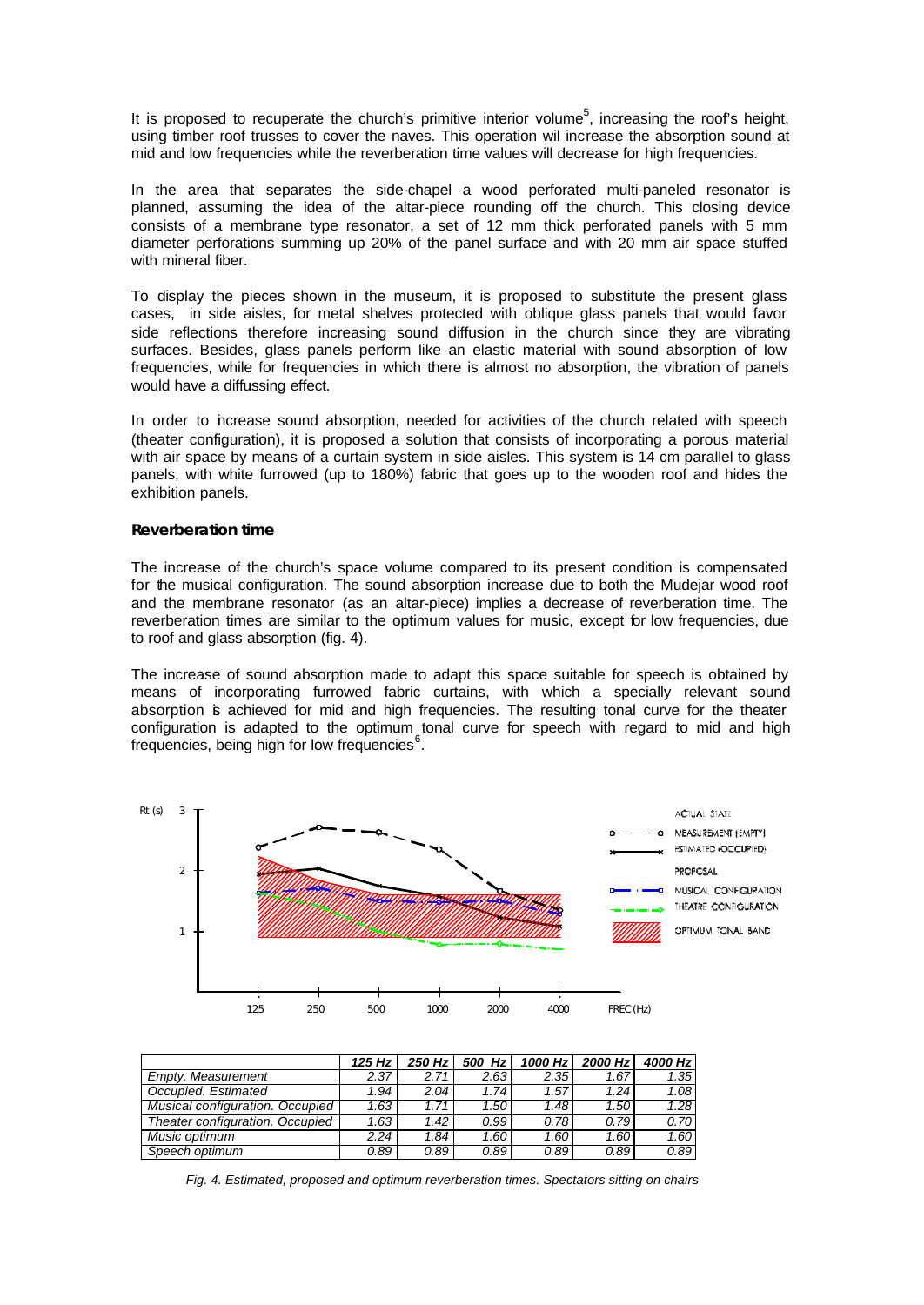It is proposed to recuperate the church's primitive interior volume[5], increasing the roof's height, using timber roof trusses to cover the naves. This operation wil increase the absorption sound at mid and low frequencies while the reverberation time values will decrease for high frequencies.

In the area that separates the side-chapel a wood perforated multi-paneled resonator is planned, assuming the idea of the altar-piece rounding off the church. This closing device consists of a membrane type resonator, a set of 12 mm thick perforated panels with 5 mm diameter perforations summing up 20% of the panel surface and with 20 mm air space stuffed with mineral fiber.

To display the pieces shown in the museum, it is proposed to substitute the present glass cases, in side aisles, for metal shelves protected with oblique glass panels that would favor side reflections therefore increasing sound diffusion in the church since they are vibrating surfaces. Besides, glass panels perform like an elastic material with sound absorption of low frequencies, while for frequencies in which there is almost no absorption, the vibration of panels would have a diffussing effect.

In order to increase sound absorption, needed for activities of the church related with speech (theater configuration), it is proposed a solution that consists of incorporating a porous material with air space by means of a curtain system in side aisles. This system is 14 cm parallel to glass panels, with white furrowed (up to 180%) fabric that goes up to the wooden roof and hides the exhibition panels.

### Reverberation time

The increase of the church's space volume compared to its present condition is compensated for the musical configuration. The sound absorption increase due to both the Mudejar wood roof and the membrane resonator (as an altar-piece) implies a decrease of reverberation time. The reverberation times are similar to the optimum values for music, except for low frequencies, due to roof and glass absorption (fig. 4).

The increase of sound absorption made to adapt this space suitable for speech is obtained by means of incorporating furrowed fabric curtains, with which a specially relevant sound absorption is achieved for mid and high frequencies. The resulting tonal curve for the theater configuration is adapted to the optimum tonal curve for speech with regard to mid and high frequencies, being high for low frequencies[6].

|  | 125 Hz | 250 Hz | 500 Hz | 1000 Hz | 2000 Hz | 4000 Hz |
|---|---|---|---|---|---|---|
| Empty. Measurement | 2.37 | 2.71 | 2.63 | 2.35 | 1.67 | 1.35 |
| Occupied. Estimated | 1.94 | 2.04 | 1.74 | 1.57 | 1.24 | 1.08 |
| Musical configuration. Occupied | 1.63 | 1.71 | 1.50 | 1.48 | 1.50 | 1.28 |
| Theater configuration. Occupied | 1.63 | 1.42 | 0.99 | 0.78 | 0.79 | 0.70 |
| Music optimum | 2.24 | 1.84 | 1.60 | 1.60 | 1.60 | 1.60 |
| Speech optimum | 0.89 | 0.89 | 0.89 | 0.89 | 0.89 | 0.89 |

*Fig. 4. Estimated, proposed and optimum reverberation times. Spectators sitting on chairs*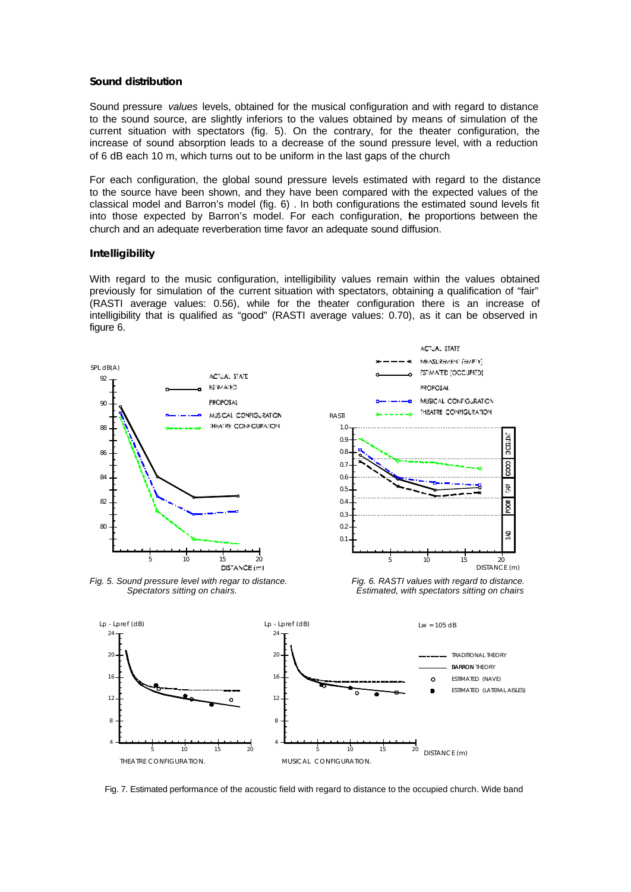**Sound distribution**

Sound pressure *values* levels, obtained for the musical configuration and with regard to distance to the sound source, are slightly inferiors to the values obtained by means of simulation of the current situation with spectators (fig. 5). On the contrary, for the theater configuration, the increase of sound absorption leads to a decrease of the sound pressure level, with a reduction of 6 dB each 10 m, which turns out to be uniform in the last gaps of the church

For each configuration, the global sound pressure levels estimated with regard to the distance to the source have been shown, and they have been compared with the expected values of the classical model and Barron's model (fig. 6) . In both configurations the estimated sound levels fit into those expected by Barron's model. For each configuration, the proportions between the church and an adequate reverberation time favor an adequate sound diffusion.

**Intelligibility**

With regard to the music configuration, intelligibility values remain within the values obtained previously for simulation of the current situation with spectators, obtaining a qualification of "fair" (RASTI average values: 0.56), while for the theater configuration there is an increase of intelligibility that is qualified as "good" (RASTI average values: 0.70), as it can be observed in figure 6.

*Fig. 5. Sound pressure level with regar to distance. Spectators sitting on chairs.*

*Fig. 6. RASTI values with regard to distance. Estimated, with spectators sitting on chairs*

Fig. 7. Estimated performance of the acoustic field with regard to distance to the occupied church. Wide band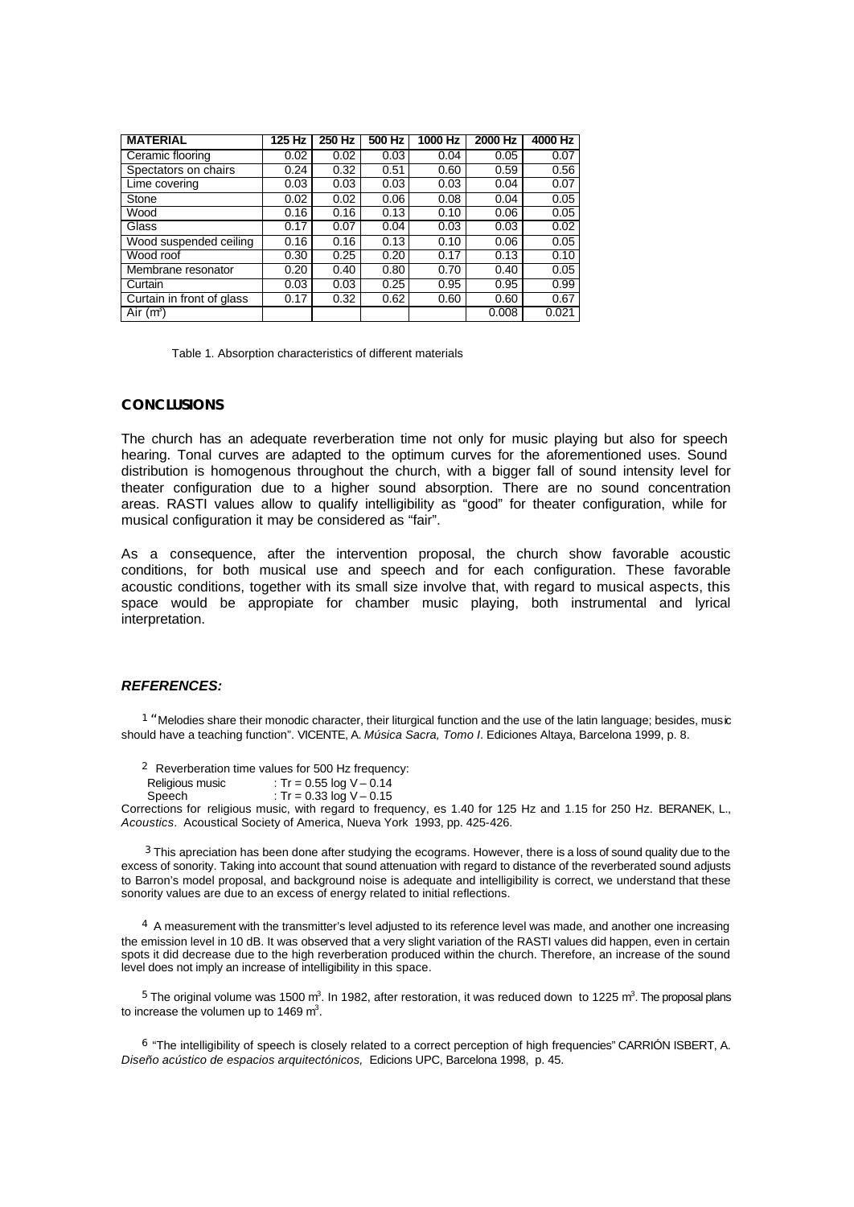| MATERIAL | 125 Hz | 250 Hz | 500 Hz | 1000 Hz | 2000 Hz | 4000 Hz |
|---|---|---|---|---|---|---|
| Ceramic flooring | 0.02 | 0.02 | 0.03 | 0.04 | 0.05 | 0.07 |
| Spectators on chairs | 0.24 | 0.32 | 0.51 | 0.60 | 0.59 | 0.56 |
| Lime covering | 0.03 | 0.03 | 0.03 | 0.03 | 0.04 | 0.07 |
| Stone | 0.02 | 0.02 | 0.06 | 0.08 | 0.04 | 0.05 |
| Wood | 0.16 | 0.16 | 0.13 | 0.10 | 0.06 | 0.05 |
| Glass | 0.17 | 0.07 | 0.04 | 0.03 | 0.03 | 0.02 |
| Wood suspended ceiling | 0.16 | 0.16 | 0.13 | 0.10 | 0.06 | 0.05 |
| Wood roof | 0.30 | 0.25 | 0.20 | 0.17 | 0.13 | 0.10 |
| Membrane resonator | 0.20 | 0.40 | 0.80 | 0.70 | 0.40 | 0.05 |
| Curtain | 0.03 | 0.03 | 0.25 | 0.95 | 0.95 | 0.99 |
| Curtain in front of glass | 0.17 | 0.32 | 0.62 | 0.60 | 0.60 | 0.67 |
| Air ($m^3$) | | | | | 0.008 | 0.021 |

Table 1. Absorption characteristics of different materials

## CONCLUSIONS

The church has an adequate reverberation time not only for music playing but also for speech hearing. Tonal curves are adapted to the optimum curves for the aforementioned uses. Sound distribution is homogenous throughout the church, with a bigger fall of sound intensity level for theater configuration due to a higher sound absorption. There are no sound concentration areas. RASTI values allow to qualify intelligibility as "good" for theater configuration, while for musical configuration it may be considered as "fair".

As a consequence, after the intervention proposal, the church show favorable acoustic conditions, for both musical use and speech and for each configuration. These favorable acoustic conditions, together with its small size involve that, with regard to musical aspects, this space would be appropiate for chamber music playing, both instrumental and lyrical interpretation.

## *REFERENCES:*

[1] "Melodies share their monodic character, their liturgical function and the use of the latin language; besides, music should have a teaching function". VICENTE, A. *Música Sacra, Tomo I*. Ediciones Altaya, Barcelona 1999, p. 8.

[2] Reverberation time values for 500 Hz frequency:
Religious music : $Tr = 0.55 \log V - 0.14$
Speech : $Tr = 0.33 \log V - 0.15$
Corrections for religious music, with regard to frequency, es 1.40 for 125 Hz and 1.15 for 250 Hz. BERANEK, L., *Acoustics*. Acoustical Society of America, Nueva York 1993, pp. 425-426.

[3] This apreciation has been done after studying the ecograms. However, there is a loss of sound quality due to the excess of sonority. Taking into account that sound attenuation with regard to distance of the reverberated sound adjusts to Barron's model proposal, and background noise is adequate and intelligibility is correct, we understand that these sonority values are due to an excess of energy related to initial reflections.

[4] A measurement with the transmitter's level adjusted to its reference level was made, and another one increasing the emission level in 10 dB. It was observed that a very slight variation of the RASTI values did happen, even in certain spots it did decrease due to the high reverberation produced within the church. Therefore, an increase of the sound level does not imply an increase of intelligibility in this space.

[5] The original volume was 1500 $m^3$. In 1982, after restoration, it was reduced down to 1225 $m^3$. The proposal plans to increase the volumen up to 1469 $m^3$.

[6] "The intelligibility of speech is closely related to a correct perception of high frequencies" CARRIÓN ISBERT, A. *Diseño acústico de espacios arquitectónicos,* Edicions UPC, Barcelona 1998, p. 45.